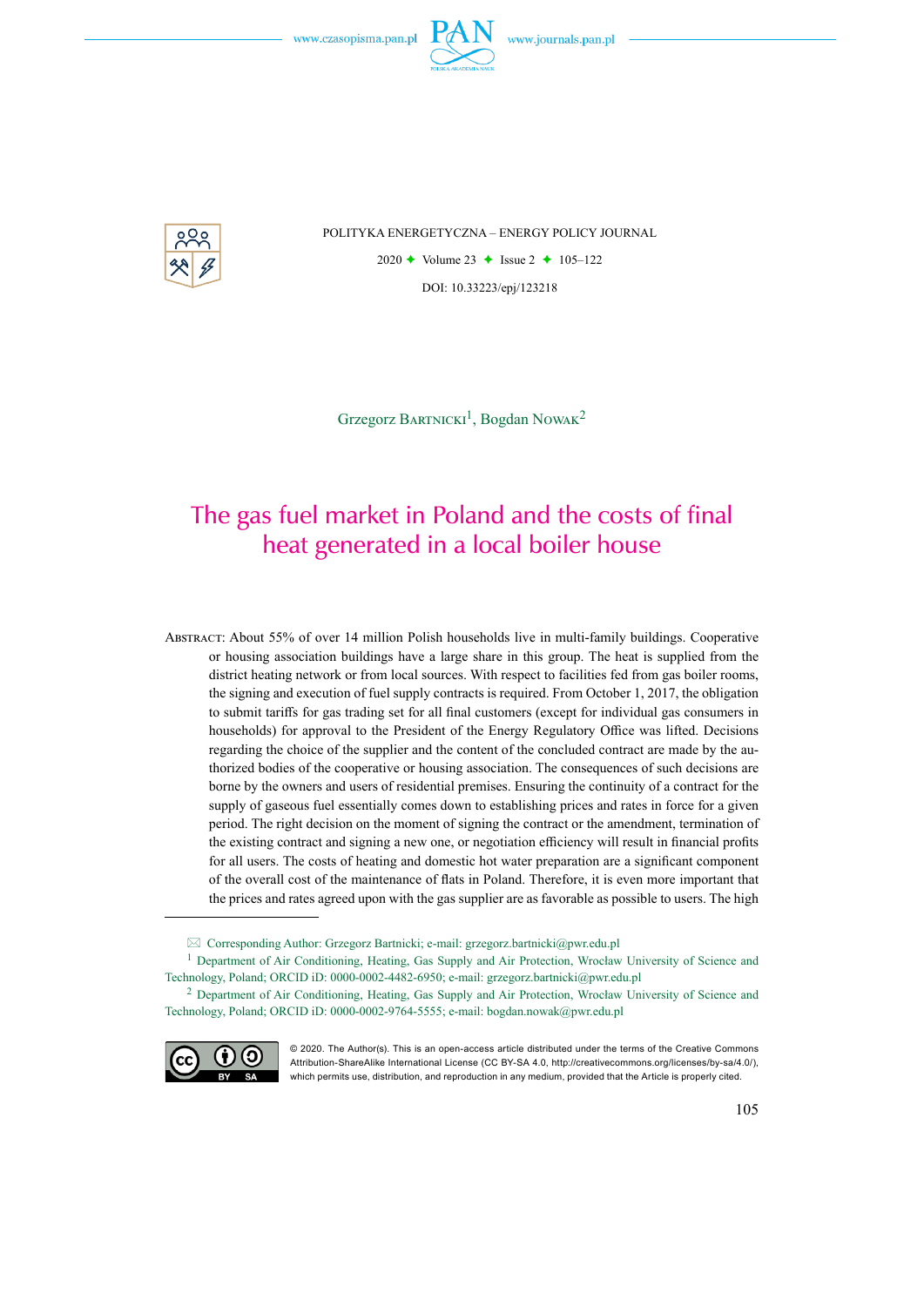POLITYKA ENERGETYCZNA – ENERGY POLICY JOURNAL

2020 ✦ Volume 23 ✦ Issue 2 ✦ 105–122

DOI: 10.33223/epj/123218

Grzegorz Bartnicki[1], Bogdan Nowak[2]

# The gas fuel market in Poland and the costs of final heat generated in a local boiler house

Abstract: About 55% of over 14 million Polish households live in multi-family buildings. Cooperative or housing association buildings have a large share in this group. The heat is supplied from the district heating network or from local sources. With respect to facilities fed from gas boiler rooms, the signing and execution of fuel supply contracts is required. From October 1, 2017, the obligation to submit tariffs for gas trading set for all final customers (except for individual gas consumers in households) for approval to the President of the Energy Regulatory Office was lifted. Decisions regarding the choice of the supplier and the content of the concluded contract are made by the authorized bodies of the cooperative or housing association. The consequences of such decisions are borne by the owners and users of residential premises. Ensuring the continuity of a contract for the supply of gaseous fuel essentially comes down to establishing prices and rates in force for a given period. The right decision on the moment of signing the contract or the amendment, termination of the existing contract and signing a new one, or negotiation efficiency will result in financial profits for all users. The costs of heating and domestic hot water preparation are a significant component of the overall cost of the maintenance of flats in Poland. Therefore, it is even more important that the prices and rates agreed upon with the gas supplier are as favorable as possible to users. The high

✉ Corresponding Author: Grzegorz Bartnicki; e-mail: grzegorz.bartnicki@pwr.edu.pl

[1] Department of Air Conditioning, Heating, Gas Supply and Air Protection, Wrocław University of Science and Technology, Poland; ORCID iD: 0000-0002-4482-6950; e-mail: grzegorz.bartnicki@pwr.edu.pl

[2] Department of Air Conditioning, Heating, Gas Supply and Air Protection, Wrocław University of Science and Technology, Poland; ORCID iD: 0000-0002-9764-5555; e-mail: bogdan.nowak@pwr.edu.pl

© 2020. The Author(s). This is an open-access article distributed under the terms of the Creative Commons Attribution-ShareAlike International License (CC BY-SA 4.0, http://creativecommons.org/licenses/by-sa/4.0/), which permits use, distribution, and reproduction in any medium, provided that the Article is properly cited.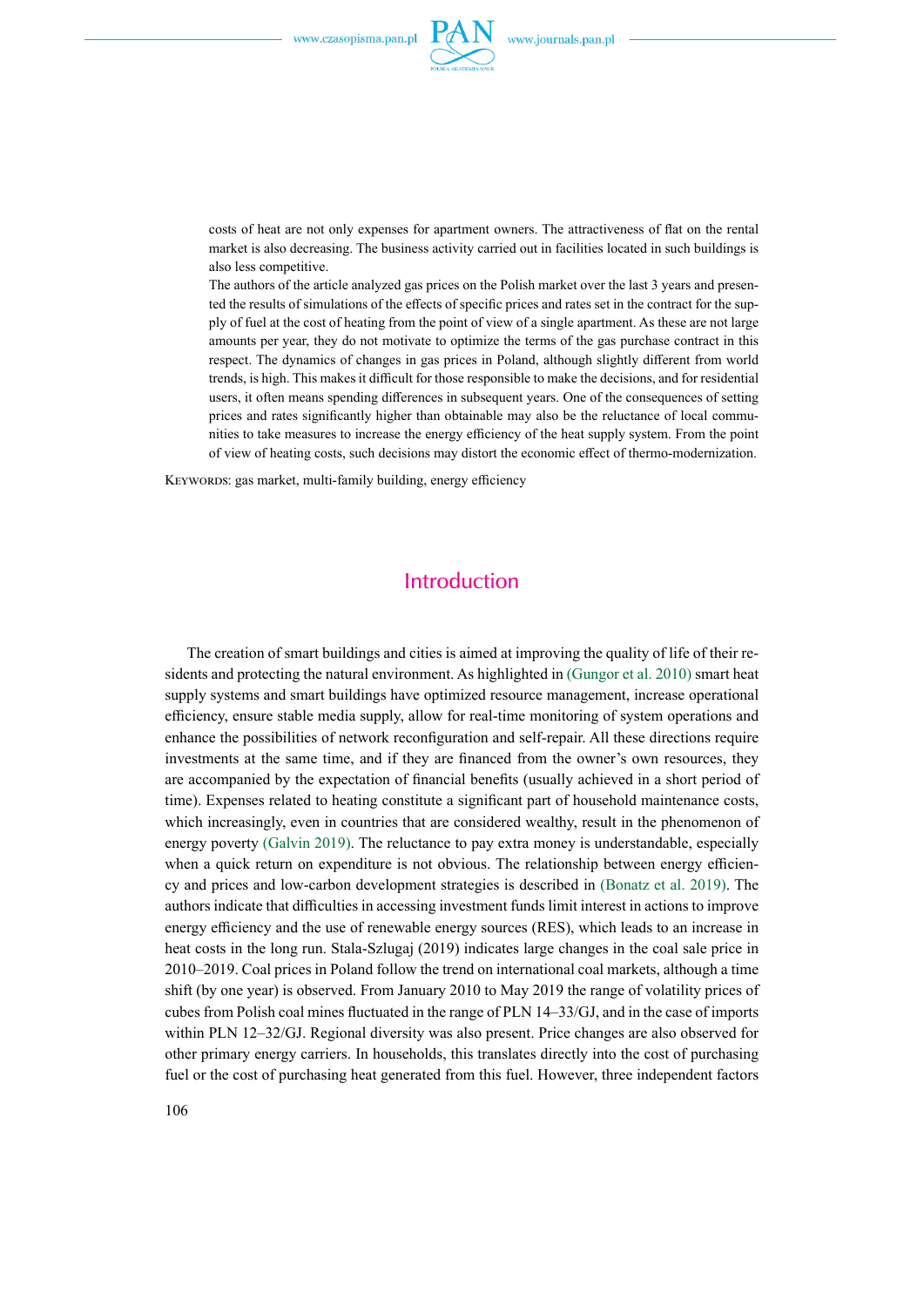costs of heat are not only expenses for apartment owners. The attractiveness of flat on the rental market is also decreasing. The business activity carried out in facilities located in such buildings is also less competitive.

The authors of the article analyzed gas prices on the Polish market over the last 3 years and presented the results of simulations of the effects of specific prices and rates set in the contract for the supply of fuel at the cost of heating from the point of view of a single apartment. As these are not large amounts per year, they do not motivate to optimize the terms of the gas purchase contract in this respect. The dynamics of changes in gas prices in Poland, although slightly different from world trends, is high. This makes it difficult for those responsible to make the decisions, and for residential users, it often means spending differences in subsequent years. One of the consequences of setting prices and rates significantly higher than obtainable may also be the reluctance of local communities to take measures to increase the energy efficiency of the heat supply system. From the point of view of heating costs, such decisions may distort the economic effect of thermo-modernization.

KEYWORDS: gas market, multi-family building, energy efficiency

## Introduction

The creation of smart buildings and cities is aimed at improving the quality of life of their residents and protecting the natural environment. As highlighted in (Gungor et al. 2010) smart heat supply systems and smart buildings have optimized resource management, increase operational efficiency, ensure stable media supply, allow for real-time monitoring of system operations and enhance the possibilities of network reconfiguration and self-repair. All these directions require investments at the same time, and if they are financed from the owner's own resources, they are accompanied by the expectation of financial benefits (usually achieved in a short period of time). Expenses related to heating constitute a significant part of household maintenance costs, which increasingly, even in countries that are considered wealthy, result in the phenomenon of energy poverty (Galvin 2019). The reluctance to pay extra money is understandable, especially when a quick return on expenditure is not obvious. The relationship between energy efficiency and prices and low-carbon development strategies is described in (Bonatz et al. 2019). The authors indicate that difficulties in accessing investment funds limit interest in actions to improve energy efficiency and the use of renewable energy sources (RES), which leads to an increase in heat costs in the long run. Stala-Szlugaj (2019) indicates large changes in the coal sale price in 2010–2019. Coal prices in Poland follow the trend on international coal markets, although a time shift (by one year) is observed. From January 2010 to May 2019 the range of volatility prices of cubes from Polish coal mines fluctuated in the range of PLN 14–33/GJ, and in the case of imports within PLN 12–32/GJ. Regional diversity was also present. Price changes are also observed for other primary energy carriers. In households, this translates directly into the cost of purchasing fuel or the cost of purchasing heat generated from this fuel. However, three independent factors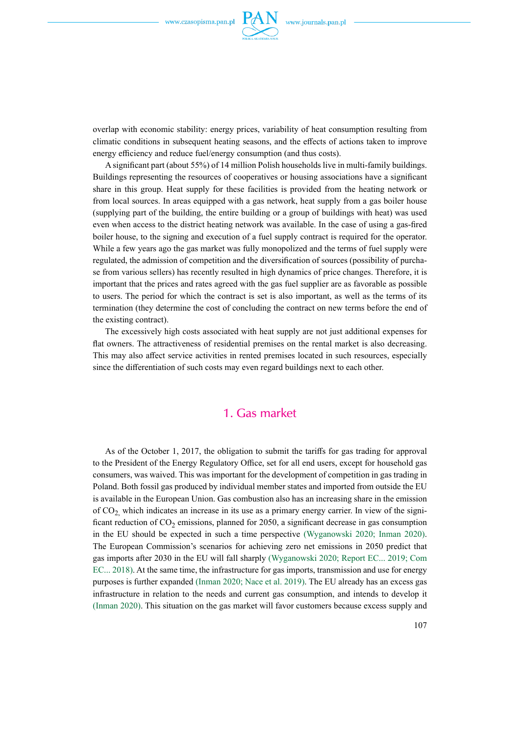overlap with economic stability: energy prices, variability of heat consumption resulting from climatic conditions in subsequent heating seasons, and the effects of actions taken to improve energy efficiency and reduce fuel/energy consumption (and thus costs).

A significant part (about 55%) of 14 million Polish households live in multi-family buildings. Buildings representing the resources of cooperatives or housing associations have a significant share in this group. Heat supply for these facilities is provided from the heating network or from local sources. In areas equipped with a gas network, heat supply from a gas boiler house (supplying part of the building, the entire building or a group of buildings with heat) was used even when access to the district heating network was available. In the case of using a gas-fired boiler house, to the signing and execution of a fuel supply contract is required for the operator. While a few years ago the gas market was fully monopolized and the terms of fuel supply were regulated, the admission of competition and the diversification of sources (possibility of purchase from various sellers) has recently resulted in high dynamics of price changes. Therefore, it is important that the prices and rates agreed with the gas fuel supplier are as favorable as possible to users. The period for which the contract is set is also important, as well as the terms of its termination (they determine the cost of concluding the contract on new terms before the end of the existing contract).

The excessively high costs associated with heat supply are not just additional expenses for flat owners. The attractiveness of residential premises on the rental market is also decreasing. This may also affect service activities in rented premises located in such resources, especially since the differentiation of such costs may even regard buildings next to each other.

## 1. Gas market

As of the October 1, 2017, the obligation to submit the tariffs for gas trading for approval to the President of the Energy Regulatory Office, set for all end users, except for household gas consumers, was waived. This was important for the development of competition in gas trading in Poland. Both fossil gas produced by individual member states and imported from outside the EU is available in the European Union. Gas combustion also has an increasing share in the emission of $CO_2$, which indicates an increase in its use as a primary energy carrier. In view of the significant reduction of $CO_2$ emissions, planned for 2050, a significant decrease in gas consumption in the EU should be expected in such a time perspective (Wyganowski 2020; Inman 2020). The European Commission's scenarios for achieving zero net emissions in 2050 predict that gas imports after 2030 in the EU will fall sharply (Wyganowski 2020; Report EC... 2019; Com EC... 2018). At the same time, the infrastructure for gas imports, transmission and use for energy purposes is further expanded (Inman 2020; Nace et al. 2019). The EU already has an excess gas infrastructure in relation to the needs and current gas consumption, and intends to develop it (Inman 2020). This situation on the gas market will favor customers because excess supply and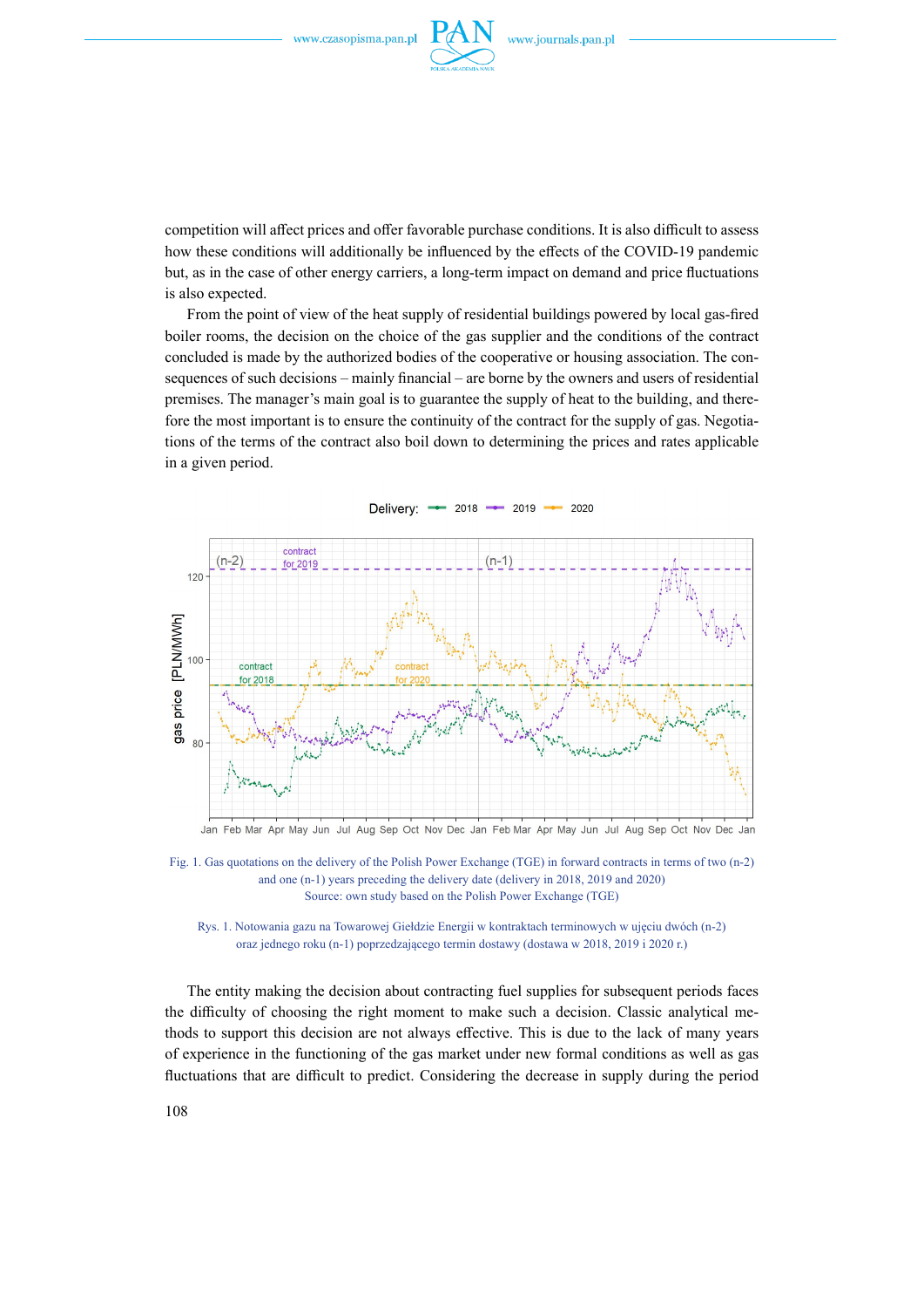competition will affect prices and offer favorable purchase conditions. It is also difficult to assess how these conditions will additionally be influenced by the effects of the COVID-19 pandemic but, as in the case of other energy carriers, a long-term impact on demand and price fluctuations is also expected.

From the point of view of the heat supply of residential buildings powered by local gas-fired boiler rooms, the decision on the choice of the gas supplier and the conditions of the contract concluded is made by the authorized bodies of the cooperative or housing association. The consequences of such decisions – mainly financial – are borne by the owners and users of residential premises. The manager's main goal is to guarantee the supply of heat to the building, and therefore the most important is to ensure the continuity of the contract for the supply of gas. Negotiations of the terms of the contract also boil down to determining the prices and rates applicable in a given period.

Fig. 1. Gas quotations on the delivery of the Polish Power Exchange (TGE) in forward contracts in terms of two (n-2) and one (n-1) years preceding the delivery date (delivery in 2018, 2019 and 2020)
Source: own study based on the Polish Power Exchange (TGE)

Rys. 1. Notowania gazu na Towarowej Giełdzie Energii w kontraktach terminowych w ujęciu dwóch (n-2) oraz jednego roku (n-1) poprzedzającego termin dostawy (dostawa w 2018, 2019 i 2020 r.)

The entity making the decision about contracting fuel supplies for subsequent periods faces the difficulty of choosing the right moment to make such a decision. Classic analytical methods to support this decision are not always effective. This is due to the lack of many years of experience in the functioning of the gas market under new formal conditions as well as gas fluctuations that are difficult to predict. Considering the decrease in supply during the period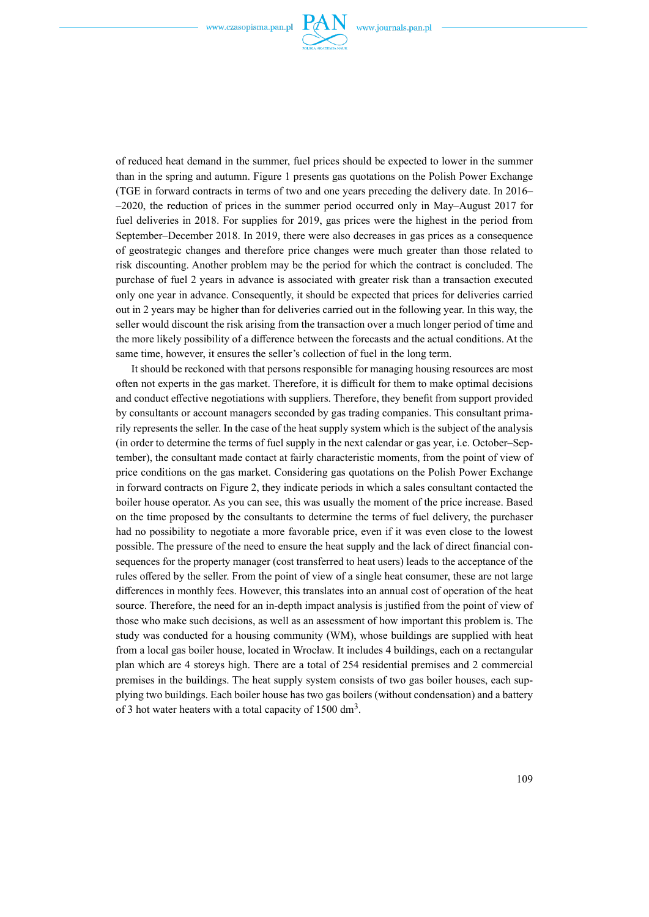of reduced heat demand in the summer, fuel prices should be expected to lower in the summer than in the spring and autumn. Figure 1 presents gas quotations on the Polish Power Exchange (TGE in forward contracts in terms of two and one years preceding the delivery date. In 2016–2020, the reduction of prices in the summer period occurred only in May–August 2017 for fuel deliveries in 2018. For supplies for 2019, gas prices were the highest in the period from September–December 2018. In 2019, there were also decreases in gas prices as a consequence of geostrategic changes and therefore price changes were much greater than those related to risk discounting. Another problem may be the period for which the contract is concluded. The purchase of fuel 2 years in advance is associated with greater risk than a transaction executed only one year in advance. Consequently, it should be expected that prices for deliveries carried out in 2 years may be higher than for deliveries carried out in the following year. In this way, the seller would discount the risk arising from the transaction over a much longer period of time and the more likely possibility of a difference between the forecasts and the actual conditions. At the same time, however, it ensures the seller's collection of fuel in the long term.

It should be reckoned with that persons responsible for managing housing resources are most often not experts in the gas market. Therefore, it is difficult for them to make optimal decisions and conduct effective negotiations with suppliers. Therefore, they benefit from support provided by consultants or account managers seconded by gas trading companies. This consultant primarily represents the seller. In the case of the heat supply system which is the subject of the analysis (in order to determine the terms of fuel supply in the next calendar or gas year, i.e. October–September), the consultant made contact at fairly characteristic moments, from the point of view of price conditions on the gas market. Considering gas quotations on the Polish Power Exchange in forward contracts on Figure 2, they indicate periods in which a sales consultant contacted the boiler house operator. As you can see, this was usually the moment of the price increase. Based on the time proposed by the consultants to determine the terms of fuel delivery, the purchaser had no possibility to negotiate a more favorable price, even if it was even close to the lowest possible. The pressure of the need to ensure the heat supply and the lack of direct financial consequences for the property manager (cost transferred to heat users) leads to the acceptance of the rules offered by the seller. From the point of view of a single heat consumer, these are not large differences in monthly fees. However, this translates into an annual cost of operation of the heat source. Therefore, the need for an in-depth impact analysis is justified from the point of view of those who make such decisions, as well as an assessment of how important this problem is. The study was conducted for a housing community (WM), whose buildings are supplied with heat from a local gas boiler house, located in Wrocław. It includes 4 buildings, each on a rectangular plan which are 4 storeys high. There are a total of 254 residential premises and 2 commercial premises in the buildings. The heat supply system consists of two gas boiler houses, each supplying two buildings. Each boiler house has two gas boilers (without condensation) and a battery of 3 hot water heaters with a total capacity of 1500 $dm^3$.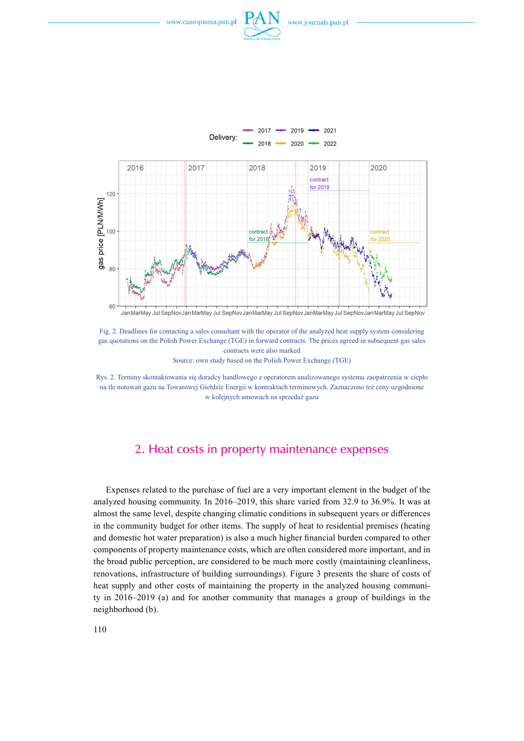Fig. 2. Deadlines for contacting a sales consultant with the operator of the analyzed heat supply system considering gas quotations on the Polish Power Exchange (TGE) in forward contracts. The prices agreed in subsequent gas sales contracts were also marked

Source: own study based on the Polish Power Exchange (TGE)

Rys. 2. Terminy skontaktowania się doradcy handlowego z operatorem analizowanego systemu zaopatrzenia w ciepło na tle notowań gazu na Towarowej Giełdzie Energii w kontraktach terminowych. Zaznaczono też ceny uzgodnione w kolejnych umowach na sprzedaż gazu

## 2. Heat costs in property maintenance expenses

Expenses related to the purchase of fuel are a very important element in the budget of the analyzed housing community. In 2016–2019, this share varied from 32.9 to 36.9%. It was at almost the same level, despite changing climatic conditions in subsequent years or differences in the community budget for other items. The supply of heat to residential premises (heating and domestic hot water preparation) is also a much higher financial burden compared to other components of property maintenance costs, which are often considered more important, and in the broad public perception, are considered to be much more costly (maintaining cleanliness, renovations, infrastructure of building surroundings). Figure 3 presents the share of costs of heat supply and other costs of maintaining the property in the analyzed housing community in 2016–2019 (a) and for another community that manages a group of buildings in the neighborhood (b).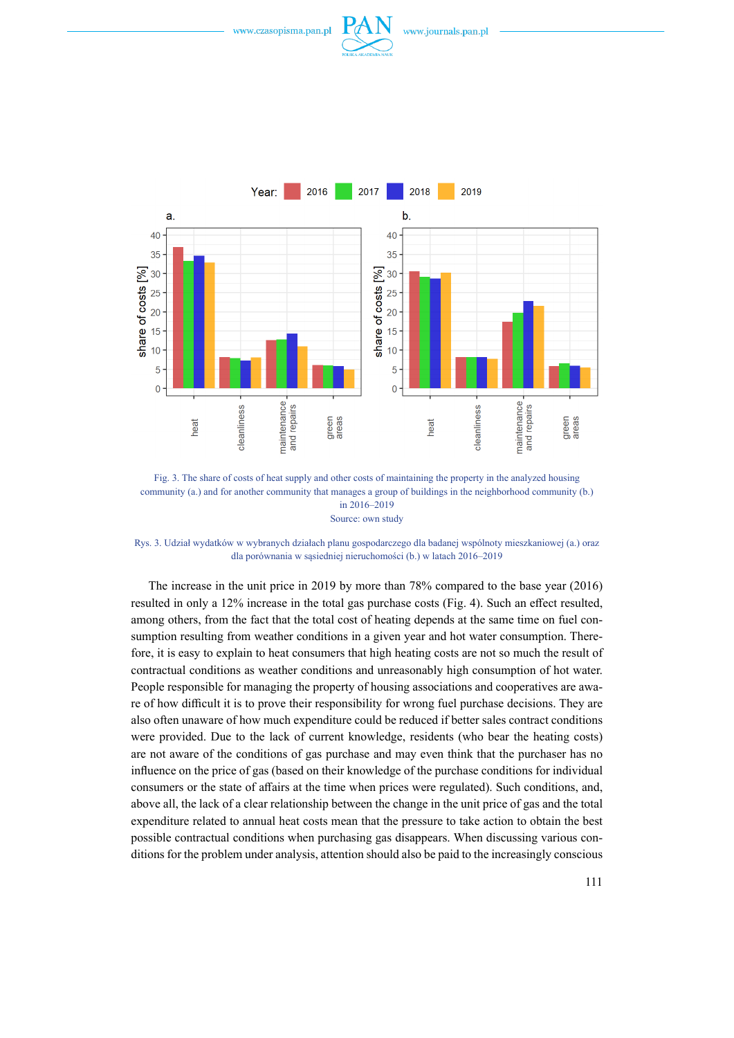Fig. 3. The share of costs of heat supply and other costs of maintaining the property in the analyzed housing community (a.) and for another community that manages a group of buildings in the neighborhood community (b.) in 2016–2019

Source: own study

Rys. 3. Udział wydatków w wybranych działach planu gospodarczego dla badanej wspólnoty mieszkaniowej (a.) oraz dla porównania w sąsiedniej nieruchomości (b.) w latach 2016–2019

The increase in the unit price in 2019 by more than 78% compared to the base year (2016) resulted in only a 12% increase in the total gas purchase costs (Fig. 4). Such an effect resulted, among others, from the fact that the total cost of heating depends at the same time on fuel consumption resulting from weather conditions in a given year and hot water consumption. Therefore, it is easy to explain to heat consumers that high heating costs are not so much the result of contractual conditions as weather conditions and unreasonably high consumption of hot water. People responsible for managing the property of housing associations and cooperatives are aware of how difficult it is to prove their responsibility for wrong fuel purchase decisions. They are also often unaware of how much expenditure could be reduced if better sales contract conditions were provided. Due to the lack of current knowledge, residents (who bear the heating costs) are not aware of the conditions of gas purchase and may even think that the purchaser has no influence on the price of gas (based on their knowledge of the purchase conditions for individual consumers or the state of affairs at the time when prices were regulated). Such conditions, and, above all, the lack of a clear relationship between the change in the unit price of gas and the total expenditure related to annual heat costs mean that the pressure to take action to obtain the best possible contractual conditions when purchasing gas disappears. When discussing various conditions for the problem under analysis, attention should also be paid to the increasingly conscious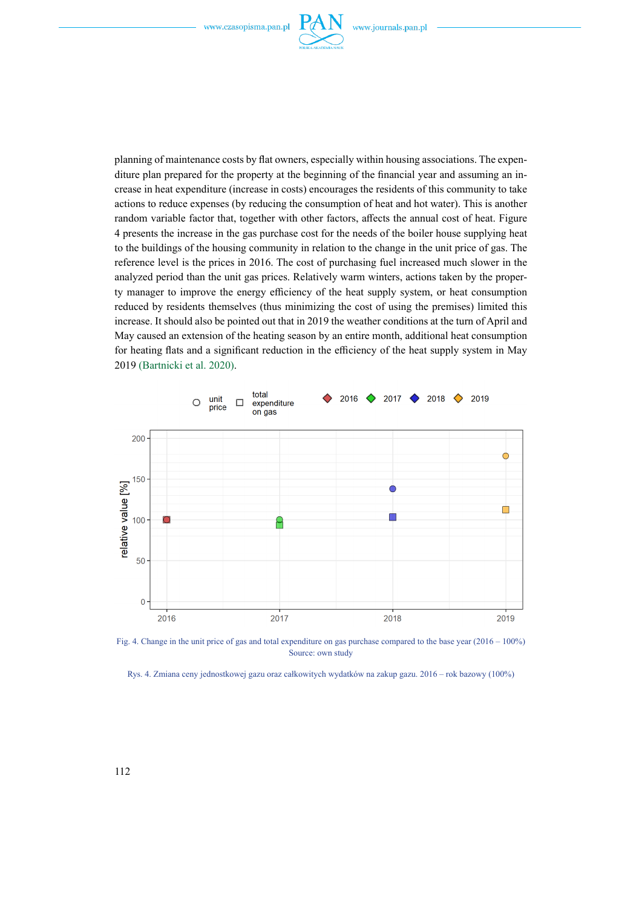planning of maintenance costs by flat owners, especially within housing associations. The expenditure plan prepared for the property at the beginning of the financial year and assuming an increase in heat expenditure (increase in costs) encourages the residents of this community to take actions to reduce expenses (by reducing the consumption of heat and hot water). This is another random variable factor that, together with other factors, affects the annual cost of heat. Figure 4 presents the increase in the gas purchase cost for the needs of the boiler house supplying heat to the buildings of the housing community in relation to the change in the unit price of gas. The reference level is the prices in 2016. The cost of purchasing fuel increased much slower in the analyzed period than the unit gas prices. Relatively warm winters, actions taken by the property manager to improve the energy efficiency of the heat supply system, or heat consumption reduced by residents themselves (thus minimizing the cost of using the premises) limited this increase. It should also be pointed out that in 2019 the weather conditions at the turn of April and May caused an extension of the heating season by an entire month, additional heat consumption for heating flats and a significant reduction in the efficiency of the heat supply system in May 2019 (Bartnicki et al. 2020).

Fig. 4. Change in the unit price of gas and total expenditure on gas purchase compared to the base year (2016 – 100%)
Source: own study

Rys. 4. Zmiana ceny jednostkowej gazu oraz całkowitych wydatków na zakup gazu. 2016 – rok bazowy (100%)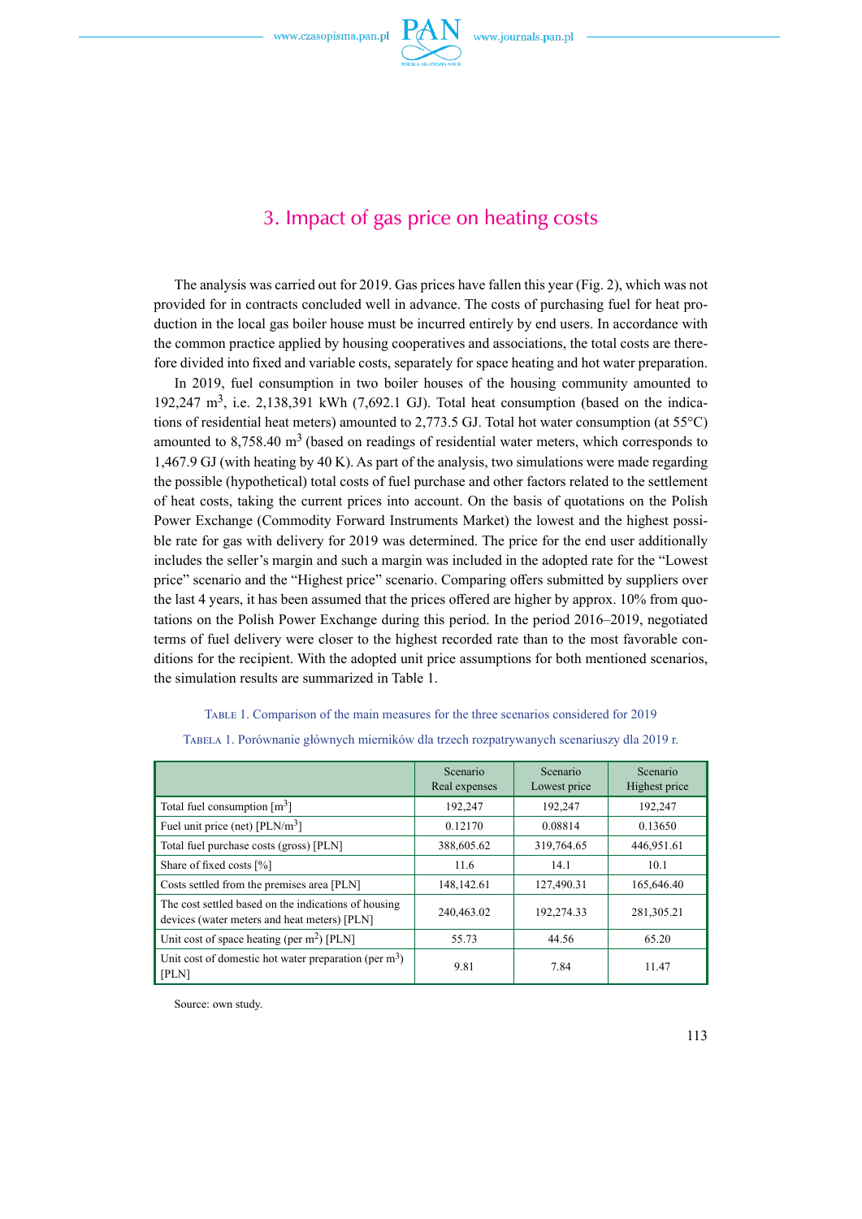## 3. Impact of gas price on heating costs

The analysis was carried out for 2019. Gas prices have fallen this year (Fig. 2), which was not provided for in contracts concluded well in advance. The costs of purchasing fuel for heat production in the local gas boiler house must be incurred entirely by end users. In accordance with the common practice applied by housing cooperatives and associations, the total costs are therefore divided into fixed and variable costs, separately for space heating and hot water preparation.

In 2019, fuel consumption in two boiler houses of the housing community amounted to 192,247 $m^3$, i.e. 2,138,391 kWh (7,692.1 GJ). Total heat consumption (based on the indications of residential heat meters) amounted to 2,773.5 GJ. Total hot water consumption (at 55°C) amounted to 8,758.40 $m^3$ (based on readings of residential water meters, which corresponds to 1,467.9 GJ (with heating by 40 K). As part of the analysis, two simulations were made regarding the possible (hypothetical) total costs of fuel purchase and other factors related to the settlement of heat costs, taking the current prices into account. On the basis of quotations on the Polish Power Exchange (Commodity Forward Instruments Market) the lowest and the highest possible rate for gas with delivery for 2019 was determined. The price for the end user additionally includes the seller's margin and such a margin was included in the adopted rate for the "Lowest price" scenario and the "Highest price" scenario. Comparing offers submitted by suppliers over the last 4 years, it has been assumed that the prices offered are higher by approx. 10% from quotations on the Polish Power Exchange during this period. In the period 2016–2019, negotiated terms of fuel delivery were closer to the highest recorded rate than to the most favorable conditions for the recipient. With the adopted unit price assumptions for both mentioned scenarios, the simulation results are summarized in Table 1.

TABLE 1. Comparison of the main measures for the three scenarios considered for 2019

TABELA 1. Porównanie głównych mierników dla trzech rozpatrywanych scenariuszy dla 2019 r.

| | Scenario Real expenses | Scenario Lowest price | Scenario Highest price |
|---|---|---|---|
| Total fuel consumption [$m^3$] | 192,247 | 192,247 | 192,247 |
| Fuel unit price (net) [PLN/$m^3$] | 0.12170 | 0.08814 | 0.13650 |
| Total fuel purchase costs (gross) [PLN] | 388,605.62 | 319,764.65 | 446,951.61 |
| Share of fixed costs [%] | 11.6 | 14.1 | 10.1 |
| Costs settled from the premises area [PLN] | 148,142.61 | 127,490.31 | 165,646.40 |
| The cost settled based on the indications of housing devices (water meters and heat meters) [PLN] | 240,463.02 | 192,274.33 | 281,305.21 |
| Unit cost of space heating (per $m^2$) [PLN] | 55.73 | 44.56 | 65.20 |
| Unit cost of domestic hot water preparation (per $m^3$) [PLN] | 9.81 | 7.84 | 11.47 |

Source: own study.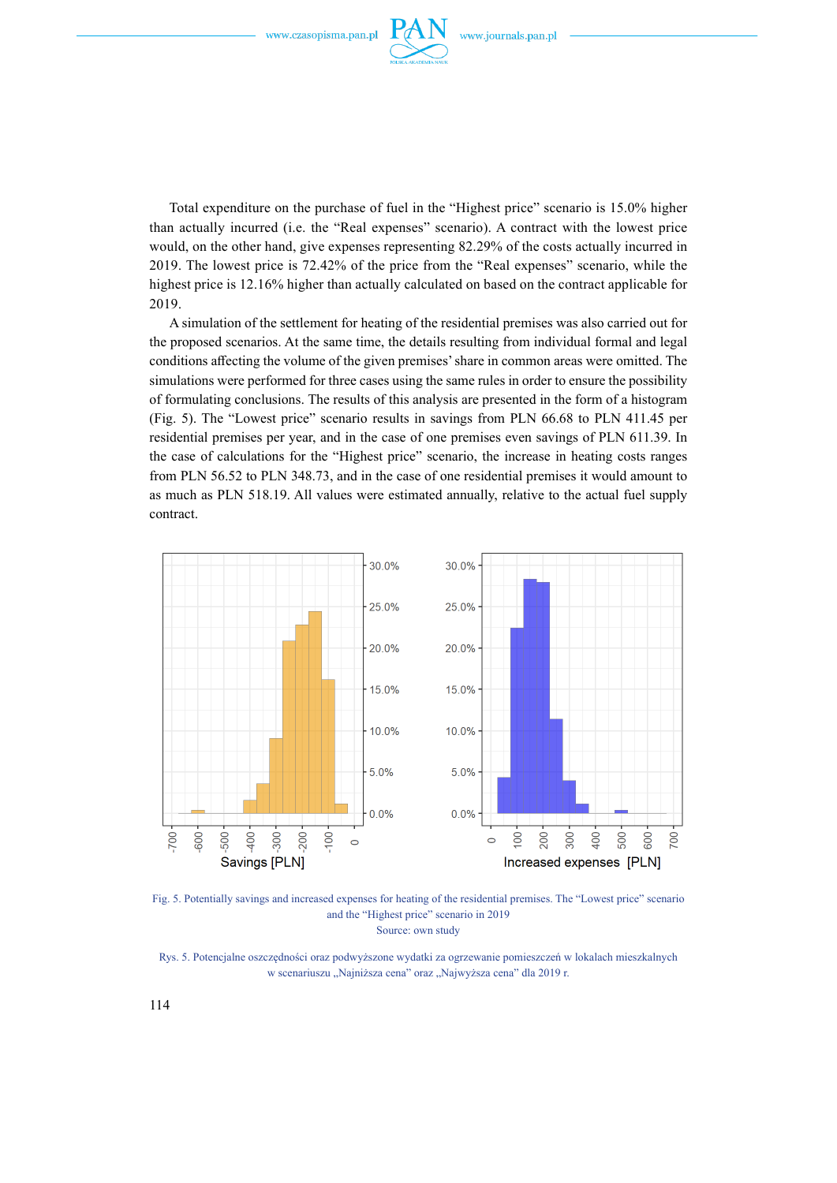Total expenditure on the purchase of fuel in the "Highest price" scenario is 15.0% higher than actually incurred (i.e. the "Real expenses" scenario). A contract with the lowest price would, on the other hand, give expenses representing 82.29% of the costs actually incurred in 2019. The lowest price is 72.42% of the price from the "Real expenses" scenario, while the highest price is 12.16% higher than actually calculated on based on the contract applicable for 2019.

A simulation of the settlement for heating of the residential premises was also carried out for the proposed scenarios. At the same time, the details resulting from individual formal and legal conditions affecting the volume of the given premises' share in common areas were omitted. The simulations were performed for three cases using the same rules in order to ensure the possibility of formulating conclusions. The results of this analysis are presented in the form of a histogram (Fig. 5). The "Lowest price" scenario results in savings from PLN 66.68 to PLN 411.45 per residential premises per year, and in the case of one premises even savings of PLN 611.39. In the case of calculations for the "Highest price" scenario, the increase in heating costs ranges from PLN 56.52 to PLN 348.73, and in the case of one residential premises it would amount to as much as PLN 518.19. All values were estimated annually, relative to the actual fuel supply contract.

Fig. 5. Potentially savings and increased expenses for heating of the residential premises. The "Lowest price" scenario and the "Highest price" scenario in 2019
Source: own study

Rys. 5. Potencjalne oszczędności oraz podwyższone wydatki za ogrzewanie pomieszczeń w lokalach mieszkalnych w scenariuszu „Najniższa cena" oraz „Najwyższa cena" dla 2019 r.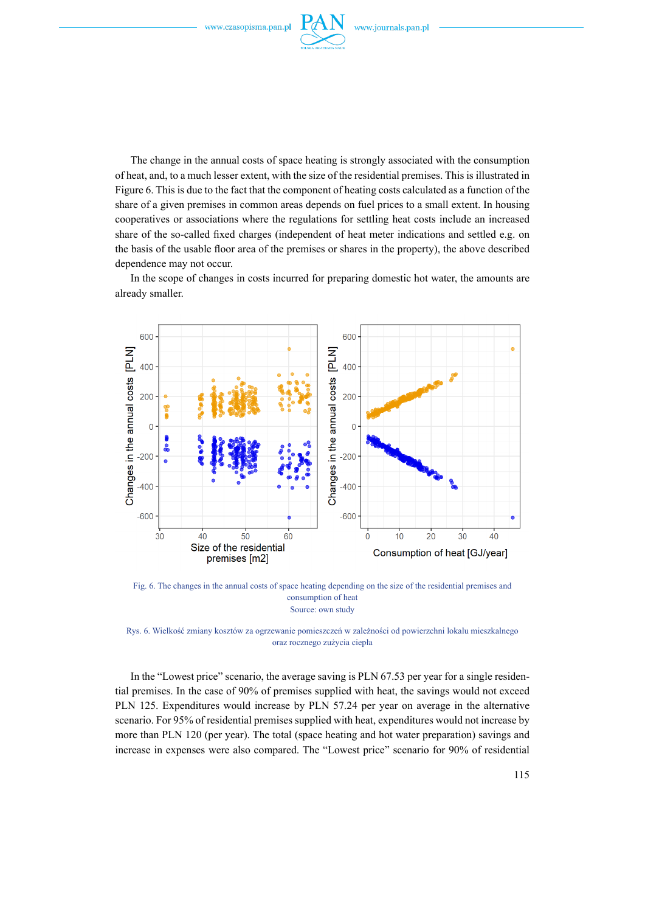The change in the annual costs of space heating is strongly associated with the consumption of heat, and, to a much lesser extent, with the size of the residential premises. This is illustrated in Figure 6. This is due to the fact that the component of heating costs calculated as a function of the share of a given premises in common areas depends on fuel prices to a small extent. In housing cooperatives or associations where the regulations for settling heat costs include an increased share of the so-called fixed charges (independent of heat meter indications and settled e.g. on the basis of the usable floor area of the premises or shares in the property), the above described dependence may not occur.

In the scope of changes in costs incurred for preparing domestic hot water, the amounts are already smaller.

Fig. 6. The changes in the annual costs of space heating depending on the size of the residential premises and consumption of heat
Source: own study

Rys. 6. Wielkość zmiany kosztów za ogrzewanie pomieszczeń w zależności od powierzchni lokalu mieszkalnego oraz rocznego zużycia ciepła

In the "Lowest price" scenario, the average saving is PLN 67.53 per year for a single residential premises. In the case of 90% of premises supplied with heat, the savings would not exceed PLN 125. Expenditures would increase by PLN 57.24 per year on average in the alternative scenario. For 95% of residential premises supplied with heat, expenditures would not increase by more than PLN 120 (per year). The total (space heating and hot water preparation) savings and increase in expenses were also compared. The "Lowest price" scenario for 90% of residential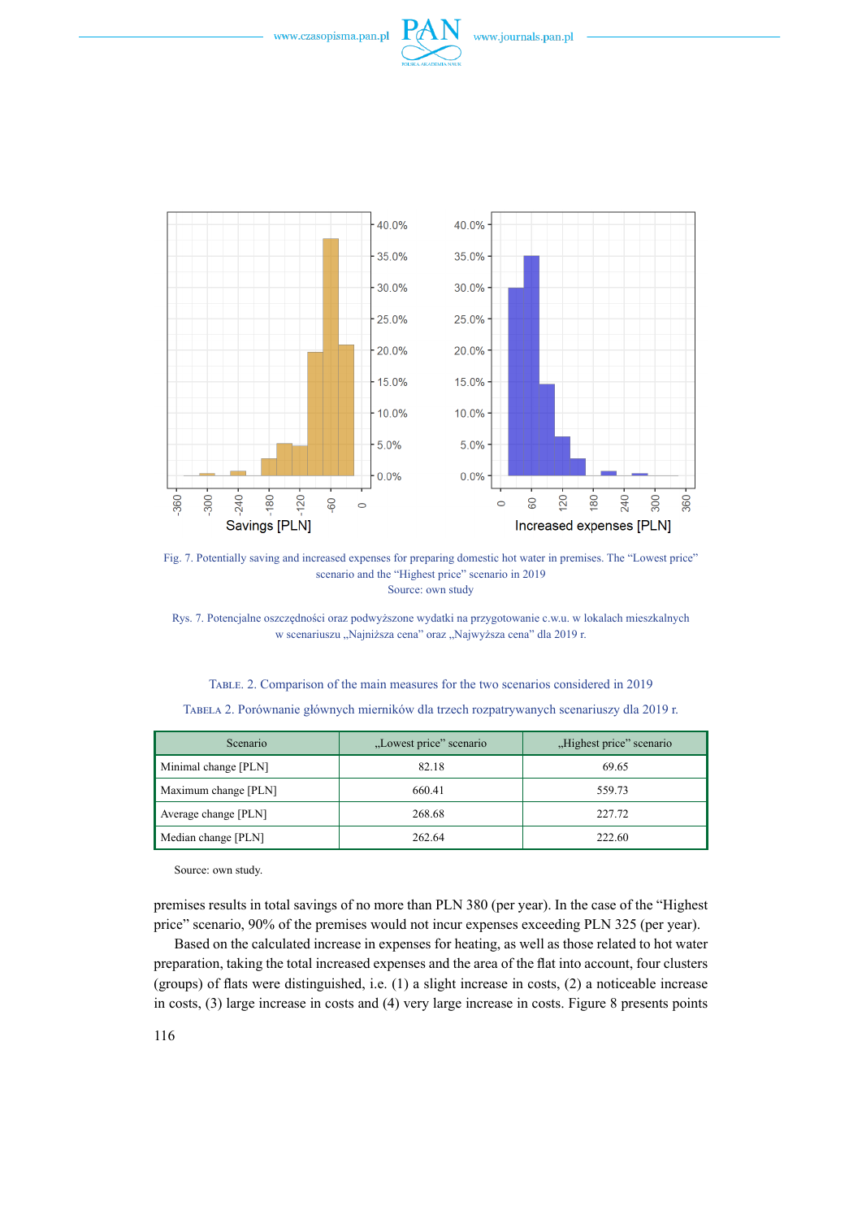Fig. 7. Potentially saving and increased expenses for preparing domestic hot water in premises. The "Lowest price" scenario and the "Highest price" scenario in 2019
Source: own study

Rys. 7. Potencjalne oszczędności oraz podwyższone wydatki na przygotowanie c.w.u. w lokalach mieszkalnych w scenariuszu „Najniższa cena" oraz „Najwyższa cena" dla 2019 r.

Table. 2. Comparison of the main measures for the two scenarios considered in 2019

Tabela 2. Porównanie głównych mierników dla trzech rozpatrywanych scenariuszy dla 2019 r.

| Scenario | „Lowest price" scenario | „Highest price" scenario |
|---|---|---|
| Minimal change [PLN] | 82.18 | 69.65 |
| Maximum change [PLN] | 660.41 | 559.73 |
| Average change [PLN] | 268.68 | 227.72 |
| Median change [PLN] | 262.64 | 222.60 |

Source: own study.

premises results in total savings of no more than PLN 380 (per year). In the case of the "Highest price" scenario, 90% of the premises would not incur expenses exceeding PLN 325 (per year).

Based on the calculated increase in expenses for heating, as well as those related to hot water preparation, taking the total increased expenses and the area of the flat into account, four clusters (groups) of flats were distinguished, i.e. (1) a slight increase in costs, (2) a noticeable increase in costs, (3) large increase in costs and (4) very large increase in costs. Figure 8 presents points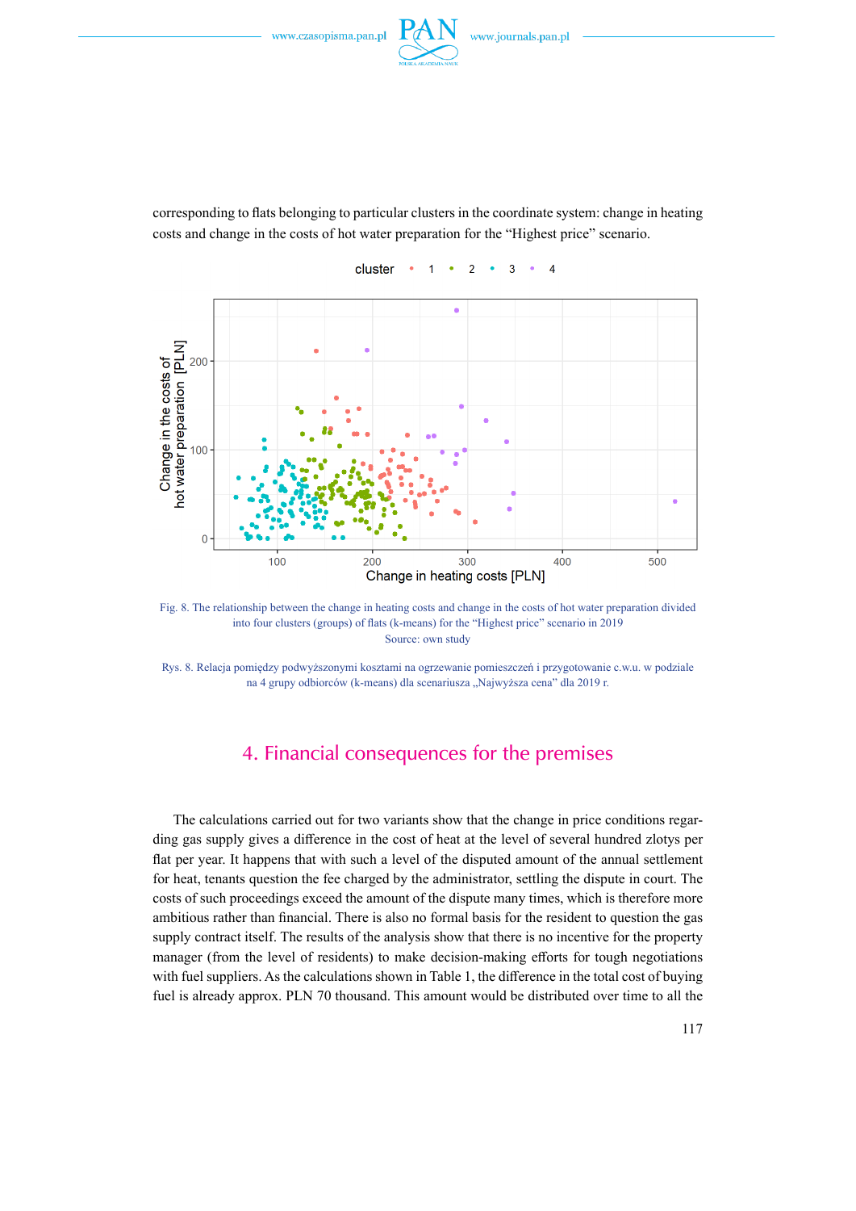corresponding to flats belonging to particular clusters in the coordinate system: change in heating costs and change in the costs of hot water preparation for the "Highest price" scenario.

Fig. 8. The relationship between the change in heating costs and change in the costs of hot water preparation divided into four clusters (groups) of flats (k-means) for the "Highest price" scenario in 2019
Source: own study

Rys. 8. Relacja pomiędzy podwyższonymi kosztami na ogrzewanie pomieszczeń i przygotowanie c.w.u. w podziale na 4 grupy odbiorców (k-means) dla scenariusza „Najwyższa cena" dla 2019 r.

## 4. Financial consequences for the premises

The calculations carried out for two variants show that the change in price conditions regarding gas supply gives a difference in the cost of heat at the level of several hundred zlotys per flat per year. It happens that with such a level of the disputed amount of the annual settlement for heat, tenants question the fee charged by the administrator, settling the dispute in court. The costs of such proceedings exceed the amount of the dispute many times, which is therefore more ambitious rather than financial. There is also no formal basis for the resident to question the gas supply contract itself. The results of the analysis show that there is no incentive for the property manager (from the level of residents) to make decision-making efforts for tough negotiations with fuel suppliers. As the calculations shown in Table 1, the difference in the total cost of buying fuel is already approx. PLN 70 thousand. This amount would be distributed over time to all the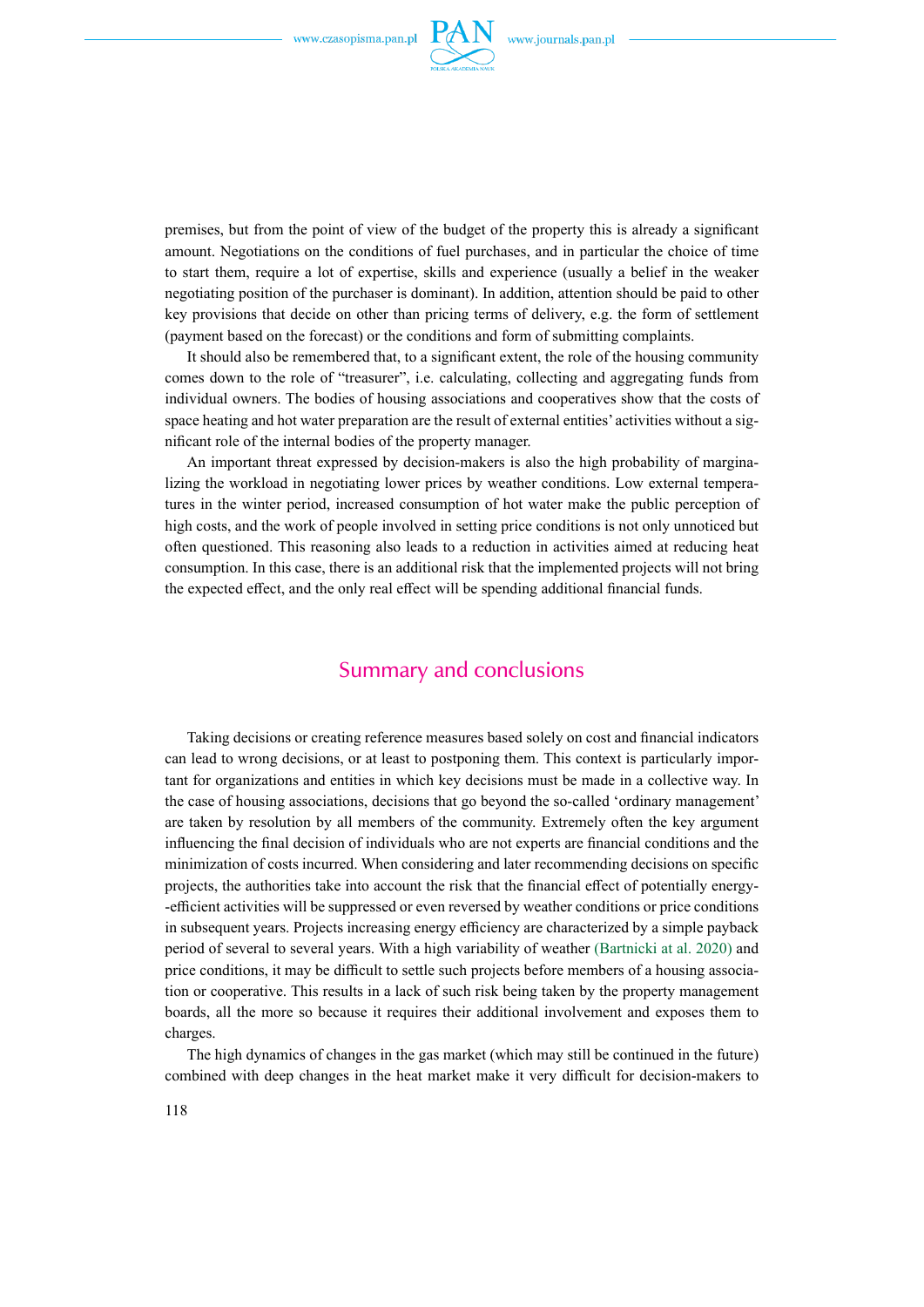premises, but from the point of view of the budget of the property this is already a significant amount. Negotiations on the conditions of fuel purchases, and in particular the choice of time to start them, require a lot of expertise, skills and experience (usually a belief in the weaker negotiating position of the purchaser is dominant). In addition, attention should be paid to other key provisions that decide on other than pricing terms of delivery, e.g. the form of settlement (payment based on the forecast) or the conditions and form of submitting complaints.

It should also be remembered that, to a significant extent, the role of the housing community comes down to the role of "treasurer", i.e. calculating, collecting and aggregating funds from individual owners. The bodies of housing associations and cooperatives show that the costs of space heating and hot water preparation are the result of external entities' activities without a significant role of the internal bodies of the property manager.

An important threat expressed by decision-makers is also the high probability of marginalizing the workload in negotiating lower prices by weather conditions. Low external temperatures in the winter period, increased consumption of hot water make the public perception of high costs, and the work of people involved in setting price conditions is not only unnoticed but often questioned. This reasoning also leads to a reduction in activities aimed at reducing heat consumption. In this case, there is an additional risk that the implemented projects will not bring the expected effect, and the only real effect will be spending additional financial funds.

## Summary and conclusions

Taking decisions or creating reference measures based solely on cost and financial indicators can lead to wrong decisions, or at least to postponing them. This context is particularly important for organizations and entities in which key decisions must be made in a collective way. In the case of housing associations, decisions that go beyond the so-called 'ordinary management' are taken by resolution by all members of the community. Extremely often the key argument influencing the final decision of individuals who are not experts are financial conditions and the minimization of costs incurred. When considering and later recommending decisions on specific projects, the authorities take into account the risk that the financial effect of potentially energy-efficient activities will be suppressed or even reversed by weather conditions or price conditions in subsequent years. Projects increasing energy efficiency are characterized by a simple payback period of several to several years. With a high variability of weather (Bartnicki at al. 2020) and price conditions, it may be difficult to settle such projects before members of a housing association or cooperative. This results in a lack of such risk being taken by the property management boards, all the more so because it requires their additional involvement and exposes them to charges.

The high dynamics of changes in the gas market (which may still be continued in the future) combined with deep changes in the heat market make it very difficult for decision-makers to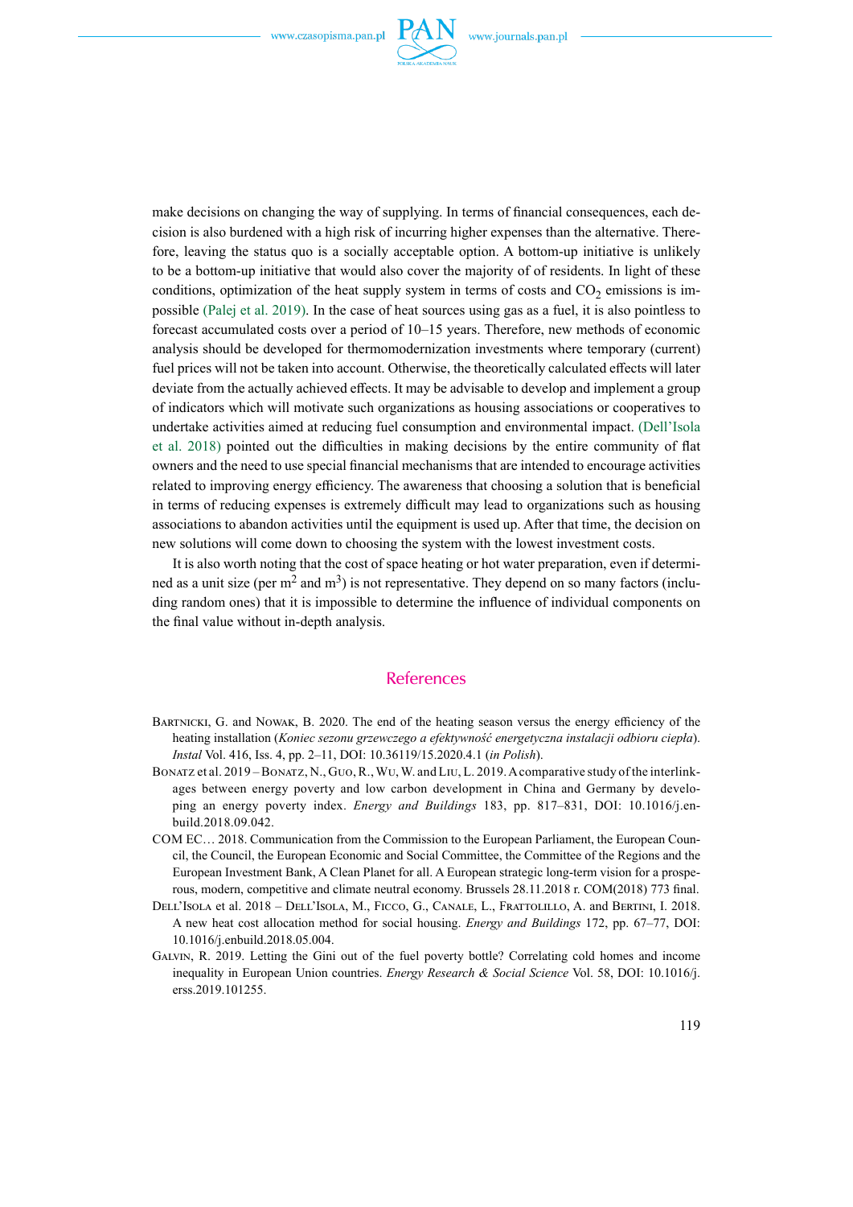make decisions on changing the way of supplying. In terms of financial consequences, each decision is also burdened with a high risk of incurring higher expenses than the alternative. Therefore, leaving the status quo is a socially acceptable option. A bottom-up initiative is unlikely to be a bottom-up initiative that would also cover the majority of of residents. In light of these conditions, optimization of the heat supply system in terms of costs and $CO_2$ emissions is impossible (Palej et al. 2019). In the case of heat sources using gas as a fuel, it is also pointless to forecast accumulated costs over a period of 10–15 years. Therefore, new methods of economic analysis should be developed for thermomodernization investments where temporary (current) fuel prices will not be taken into account. Otherwise, the theoretically calculated effects will later deviate from the actually achieved effects. It may be advisable to develop and implement a group of indicators which will motivate such organizations as housing associations or cooperatives to undertake activities aimed at reducing fuel consumption and environmental impact. (Dell'Isola et al. 2018) pointed out the difficulties in making decisions by the entire community of flat owners and the need to use special financial mechanisms that are intended to encourage activities related to improving energy efficiency. The awareness that choosing a solution that is beneficial in terms of reducing expenses is extremely difficult may lead to organizations such as housing associations to abandon activities until the equipment is used up. After that time, the decision on new solutions will come down to choosing the system with the lowest investment costs.

It is also worth noting that the cost of space heating or hot water preparation, even if determined as a unit size (per $m^2$ and $m^3$) is not representative. They depend on so many factors (including random ones) that it is impossible to determine the influence of individual components on the final value without in-depth analysis.

## References

Bartnicki, G. and Nowak, B. 2020. The end of the heating season versus the energy efficiency of the heating installation (*Koniec sezonu grzewczego a efektywność energetyczna instalacji odbioru ciepła*). *Instal* Vol. 416, Iss. 4, pp. 2–11, DOI: 10.36119/15.2020.4.1 (*in Polish*).

Bonatz et al. 2019 – Bonatz, N., Guo, R., Wu, W. and Liu, L. 2019. A comparative study of the interlinkages between energy poverty and low carbon development in China and Germany by developing an energy poverty index. *Energy and Buildings* 183, pp. 817–831, DOI: 10.1016/j.enbuild.2018.09.042.

COM EC… 2018. Communication from the Commission to the European Parliament, the European Council, the Council, the European Economic and Social Committee, the Committee of the Regions and the European Investment Bank, A Clean Planet for all. A European strategic long-term vision for a prosperous, modern, competitive and climate neutral economy. Brussels 28.11.2018 r. COM(2018) 773 final.

Dell'Isola et al. 2018 – Dell'Isola, M., Ficco, G., Canale, L., Frattolillo, A. and Bertini, I. 2018. A new heat cost allocation method for social housing. *Energy and Buildings* 172, pp. 67–77, DOI: 10.1016/j.enbuild.2018.05.004.

Galvin, R. 2019. Letting the Gini out of the fuel poverty bottle? Correlating cold homes and income inequality in European Union countries. *Energy Research & Social Science* Vol. 58, DOI: 10.1016/j.erss.2019.101255.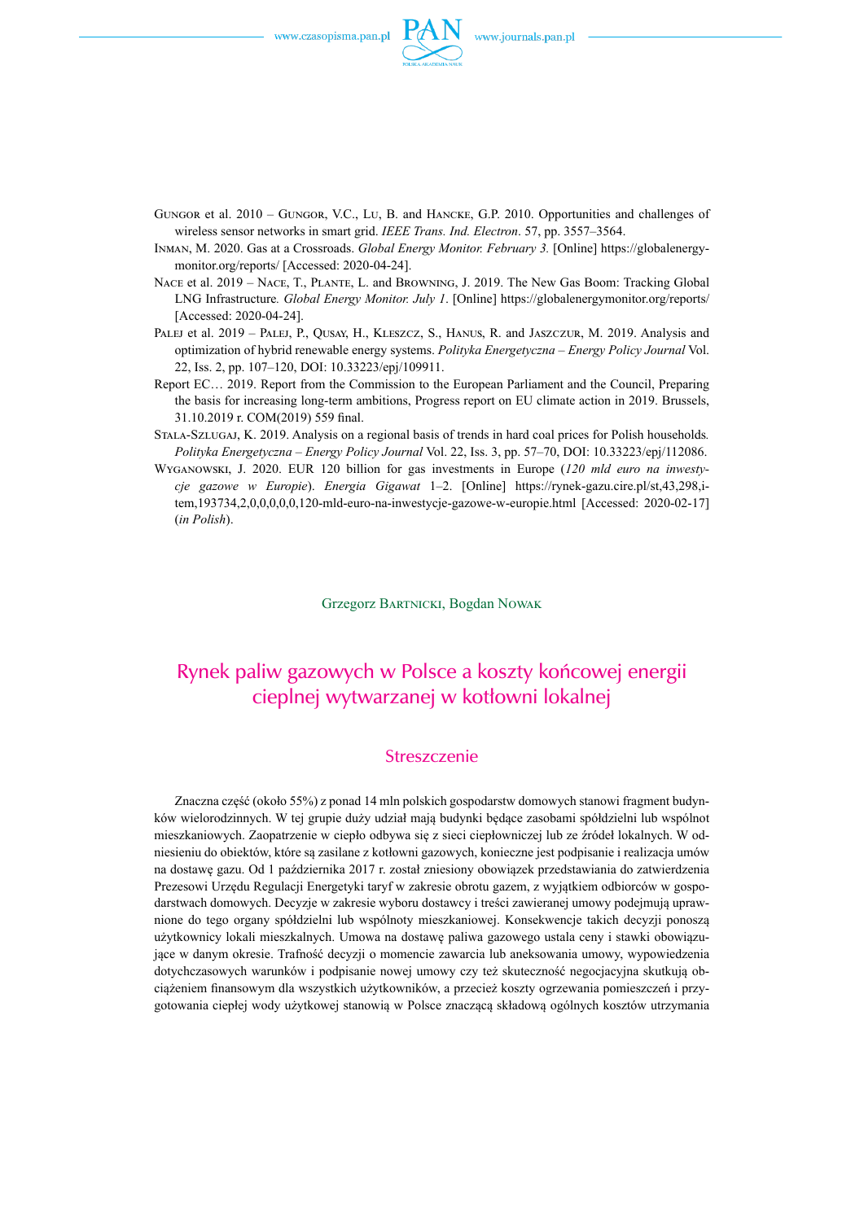Gungor et al. 2010 – Gungor, V.C., Lu, B. and Hancke, G.P. 2010. Opportunities and challenges of wireless sensor networks in smart grid. *IEEE Trans. Ind. Electron*. 57, pp. 3557–3564.

Inman, M. 2020. Gas at a Crossroads. *Global Energy Monitor. February 3.* [Online] https://globalenergymonitor.org/reports/ [Accessed: 2020-04-24].

Nace et al. 2019 – Nace, T., Plante, L. and Browning, J. 2019. The New Gas Boom: Tracking Global LNG Infrastructure. *Global Energy Monitor. July 1*. [Online] https://globalenergymonitor.org/reports/ [Accessed: 2020-04-24].

Palej et al. 2019 – Palej, P., Qusay, H., Kleszcz, S., Hanus, R. and Jaszczur, M. 2019. Analysis and optimization of hybrid renewable energy systems. *Polityka Energetyczna – Energy Policy Journal* Vol. 22, Iss. 2, pp. 107–120, DOI: 10.33223/epj/109911.

Report EC… 2019. Report from the Commission to the European Parliament and the Council, Preparing the basis for increasing long-term ambitions, Progress report on EU climate action in 2019. Brussels, 31.10.2019 r. COM(2019) 559 final.

Stala-Szlugaj, K. 2019. Analysis on a regional basis of trends in hard coal prices for Polish households*. Polityka Energetyczna – Energy Policy Journal* Vol. 22, Iss. 3, pp. 57–70, DOI: 10.33223/epj/112086.

Wyganowski, J. 2020. EUR 120 billion for gas investments in Europe (*120 mld euro na inwestycje gazowe w Europie*). *Energia Gigawat* 1–2. [Online] https://rynek-gazu.cire.pl/st,43,298,item,193734,2,0,0,0,0,0,120-mld-euro-na-inwestycje-gazowe-w-europie.html [Accessed: 2020-02-17] (*in Polish*).

Grzegorz Bartnicki, Bogdan Nowak

# Rynek paliw gazowych w Polsce a koszty końcowej energii cieplnej wytwarzanej w kotłowni lokalnej

## Streszczenie

Znaczna część (około 55%) z ponad 14 mln polskich gospodarstw domowych stanowi fragment budynków wielorodzinnych. W tej grupie duży udział mają budynki będące zasobami spółdzielni lub wspólnot mieszkaniowych. Zaopatrzenie w ciepło odbywa się z sieci ciepłowniczej lub ze źródeł lokalnych. W odniesieniu do obiektów, które są zasilane z kotłowni gazowych, konieczne jest podpisanie i realizacja umów na dostawę gazu. Od 1 października 2017 r. został zniesiony obowiązek przedstawiania do zatwierdzenia Prezesowi Urzędu Regulacji Energetyki taryf w zakresie obrotu gazem, z wyjątkiem odbiorców w gospodarstwach domowych. Decyzje w zakresie wyboru dostawcy i treści zawieranej umowy podejmują uprawnione do tego organy spółdzielni lub wspólnoty mieszkaniowej. Konsekwencje takich decyzji ponoszą użytkownicy lokali mieszkalnych. Umowa na dostawę paliwa gazowego ustala ceny i stawki obowiązujące w danym okresie. Trafność decyzji o momencie zawarcia lub aneksowania umowy, wypowiedzenia dotychczasowych warunków i podpisanie nowej umowy czy też skuteczność negocjacyjna skutkują obciążeniem finansowym dla wszystkich użytkowników, a przecież koszty ogrzewania pomieszczeń i przygotowania ciepłej wody użytkowej stanowią w Polsce znaczącą składową ogólnych kosztów utrzymania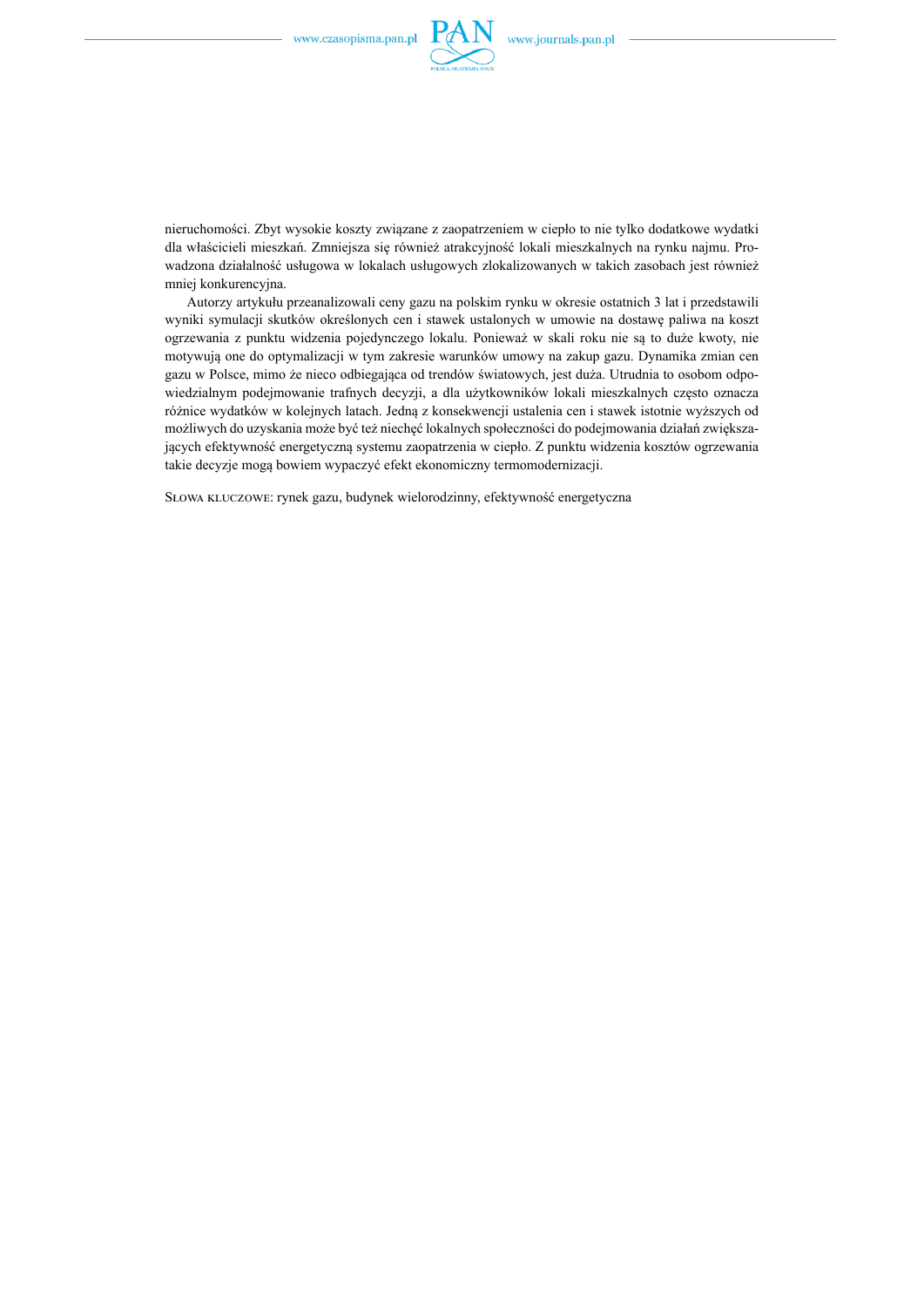nieruchomości. Zbyt wysokie koszty związane z zaopatrzeniem w ciepło to nie tylko dodatkowe wydatki dla właścicieli mieszkań. Zmniejsza się również atrakcyjność lokali mieszkalnych na rynku najmu. Prowadzona działalność usługowa w lokalach usługowych zlokalizowanych w takich zasobach jest również mniej konkurencyjna.

Autorzy artykułu przeanalizowali ceny gazu na polskim rynku w okresie ostatnich 3 lat i przedstawili wyniki symulacji skutków określonych cen i stawek ustalonych w umowie na dostawę paliwa na koszt ogrzewania z punktu widzenia pojedynczego lokalu. Ponieważ w skali roku nie są to duże kwoty, nie motywują one do optymalizacji w tym zakresie warunków umowy na zakup gazu. Dynamika zmian cen gazu w Polsce, mimo że nieco odbiegająca od trendów światowych, jest duża. Utrudnia to osobom odpowiedzialnym podejmowanie trafnych decyzji, a dla użytkowników lokali mieszkalnych często oznacza różnice wydatków w kolejnych latach. Jedną z konsekwencji ustalenia cen i stawek istotnie wyższych od możliwych do uzyskania może być też niechęć lokalnych społeczności do podejmowania działań zwiększających efektywność energetyczną systemu zaopatrzenia w ciepło. Z punktu widzenia kosztów ogrzewania takie decyzje mogą bowiem wypaczyć efekt ekonomiczny termomodernizacji.

SŁOWA KLUCZOWE: rynek gazu, budynek wielorodzinny, efektywność energetyczna